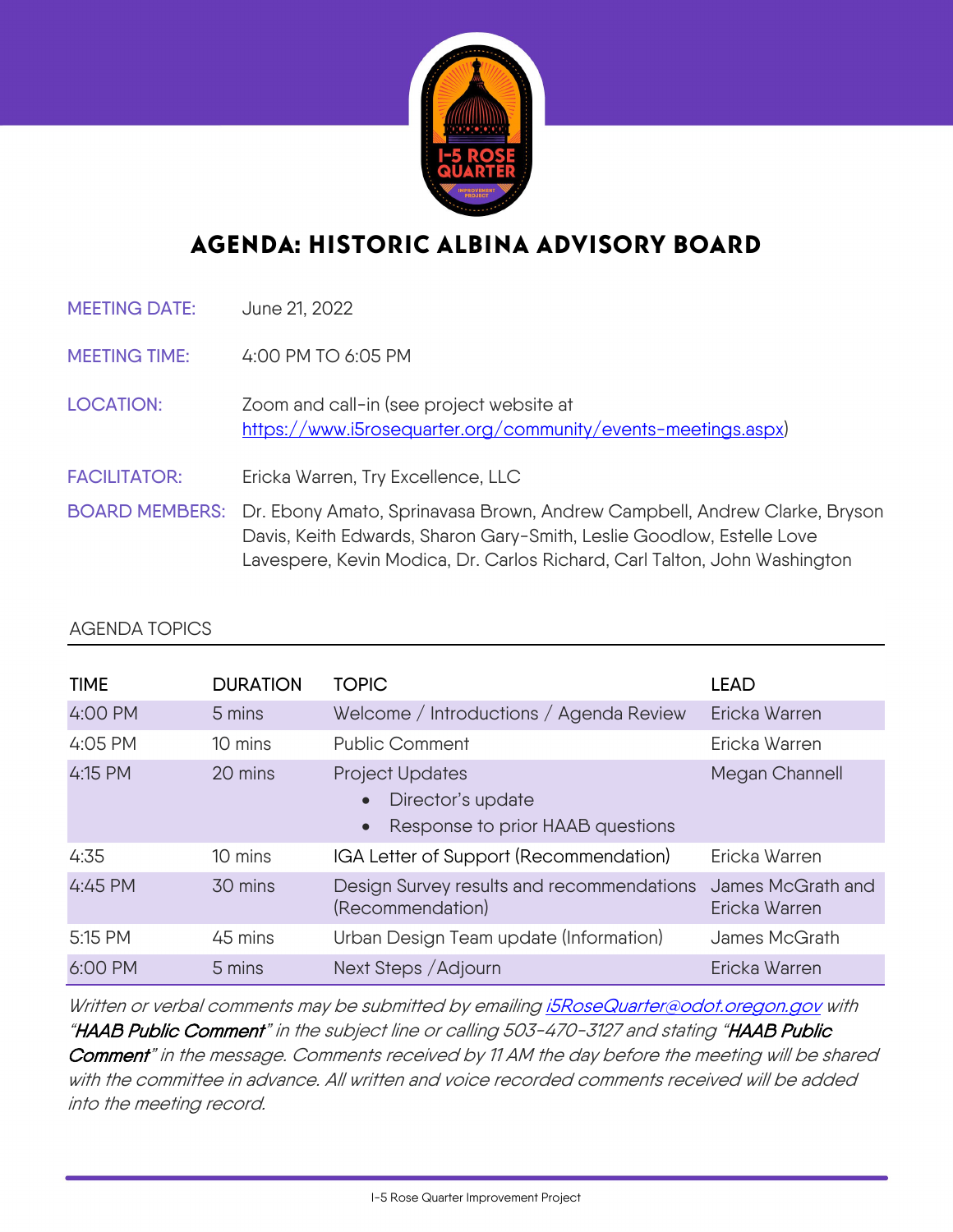# AGENDA: HISTORIC ALBINA ADVISORY BOARD

**MEETING DATE:** June 21, 2022

**MEETING TIME:** 4:00 PM TO 6:05 PM

**LOCATION:** Zoom and call-in (see project website at https://www.i5rosequarter.org/community/events-meetings.aspx)

**FACILITATOR:** Ericka Warren, Try Excellence, LLC

**BOARD MEMBERS:** Dr. Ebony Amato, Sprinavasa Brown, Andrew Campbell, Andrew Clarke, Bryson Davis, Keith Edwards, Sharon Gary-Smith, Leslie Goodlow, Estelle Love Lavespere, Kevin Modica, Dr. Carlos Richard, Carl Talton, John Washington

## AGENDA TOPICS

| TIME | DURATION | TOPIC | LEAD |
|---|---|---|---|
| 4:00 PM | 5 mins | Welcome / Introductions / Agenda Review | Ericka Warren |
| 4:05 PM | 10 mins | Public Comment | Ericka Warren |
| 4:15 PM | 20 mins | Project Updates<br>• Director's update<br>• Response to prior HAAB questions | Megan Channell |
| 4:35 | 10 mins | IGA Letter of Support (Recommendation) | Ericka Warren |
| 4:45 PM | 30 mins | Design Survey results and recommendations (Recommendation) | James McGrath and Ericka Warren |
| 5:15 PM | 45 mins | Urban Design Team update (Information) | James McGrath |
| 6:00 PM | 5 mins | Next Steps /Adjourn | Ericka Warren |

*Written or verbal comments may be submitted by emailing i5RoseQuarter@odot.oregon.gov with "**HAAB Public Comment**" in the subject line or calling 503-470-3127 and stating "**HAAB Public Comment**" in the message. Comments received by 11 AM the day before the meeting will be shared with the committee in advance. All written and voice recorded comments received will be added into the meeting record.*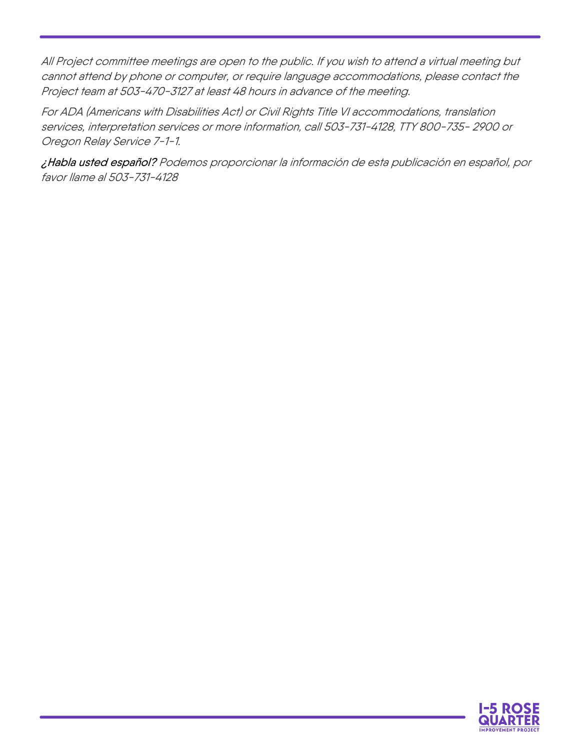*All Project committee meetings are open to the public. If you wish to attend a virtual meeting but cannot attend by phone or computer, or require language accommodations, please contact the Project team at 503-470-3127 at least 48 hours in advance of the meeting.*

*For ADA (Americans with Disabilities Act) or Civil Rights Title VI accommodations, translation services, interpretation services or more information, call 503-731-4128, TTY 800-735- 2900 or Oregon Relay Service 7-1-1.*

***¿Habla usted español?*** *Podemos proporcionar la información de esta publicación en español, por favor llame al 503-731-4128*